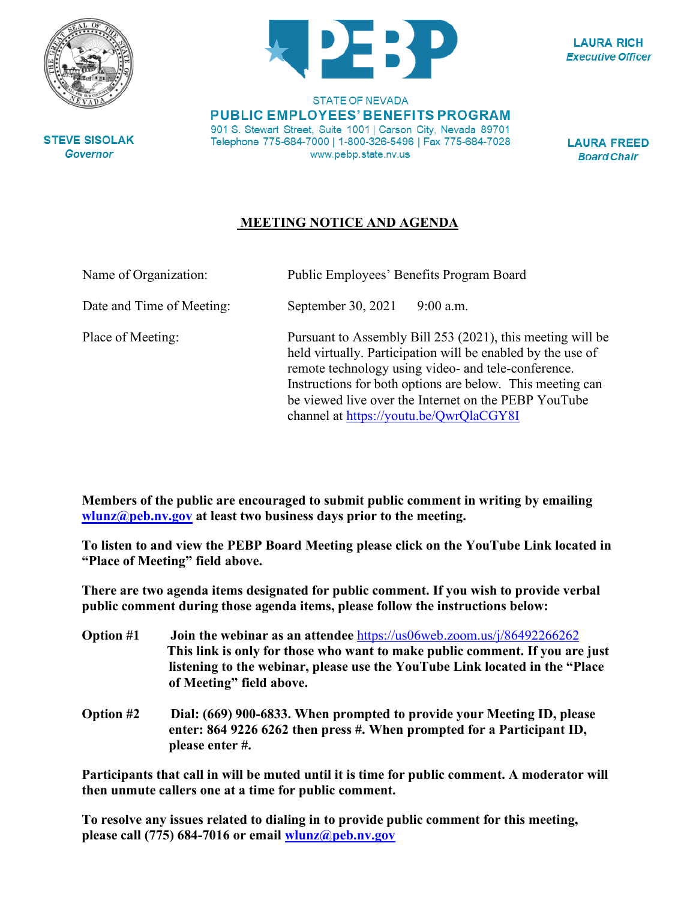LAURA RICH
*Executive Officer*

STATE OF NEVADA
**PUBLIC EMPLOYEES' BENEFITS PROGRAM**
901 S. Stewart Street, Suite 1001 | Carson City, Nevada 89701
Telephone 775-684-7000 | 1-800-326-5496 | Fax 775-684-7028
www.pebp.state.nv.us

STEVE SISOLAK
*Governor*

LAURA FREED
*Board Chair*

# MEETING NOTICE AND AGENDA

| | |
|---|---|
| Name of Organization: | Public Employees' Benefits Program Board |
| Date and Time of Meeting: | September 30, 2021 9:00 a.m. |
| Place of Meeting: | Pursuant to Assembly Bill 253 (2021), this meeting will be held virtually. Participation will be enabled by the use of remote technology using video- and tele-conference. Instructions for both options are below. This meeting can be viewed live over the Internet on the PEBP YouTube channel at https://youtu.be/QwrQlaCGY8I |

**Members of the public are encouraged to submit public comment in writing by emailing wlunz@peb.nv.gov at least two business days prior to the meeting.**

**To listen to and view the PEBP Board Meeting please click on the YouTube Link located in "Place of Meeting" field above.**

**There are two agenda items designated for public comment. If you wish to provide verbal public comment during those agenda items, please follow the instructions below:**

**Option #1** **Join the webinar as an attendee** https://us06web.zoom.us/j/86492266262 **This link is only for those who want to make public comment. If you are just listening to the webinar, please use the YouTube Link located in the "Place of Meeting" field above.**

**Option #2** **Dial: (669) 900-6833. When prompted to provide your Meeting ID, please enter: 864 9226 6262 then press #. When prompted for a Participant ID, please enter #.**

**Participants that call in will be muted until it is time for public comment. A moderator will then unmute callers one at a time for public comment.**

**To resolve any issues related to dialing in to provide public comment for this meeting, please call (775) 684-7016 or email wlunz@peb.nv.gov**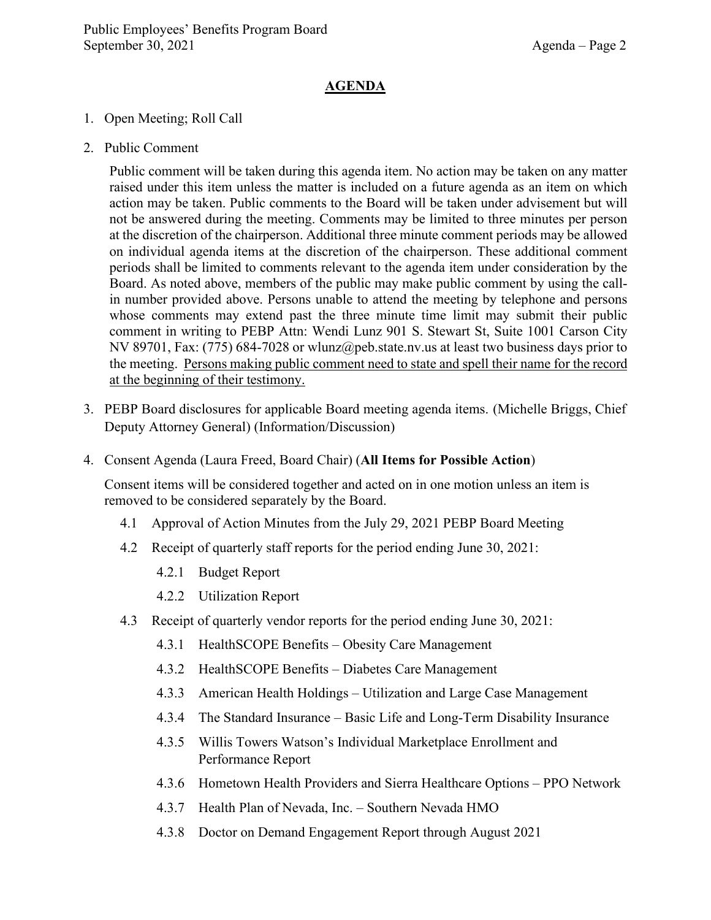## AGENDA

1. Open Meeting; Roll Call

2. Public Comment

   Public comment will be taken during this agenda item. No action may be taken on any matter raised under this item unless the matter is included on a future agenda as an item on which action may be taken. Public comments to the Board will be taken under advisement but will not be answered during the meeting. Comments may be limited to three minutes per person at the discretion of the chairperson. Additional three minute comment periods may be allowed on individual agenda items at the discretion of the chairperson. These additional comment periods shall be limited to comments relevant to the agenda item under consideration by the Board. As noted above, members of the public may make public comment by using the call-in number provided above. Persons unable to attend the meeting by telephone and persons whose comments may extend past the three minute time limit may submit their public comment in writing to PEBP Attn: Wendi Lunz 901 S. Stewart St, Suite 1001 Carson City NV 89701, Fax: (775) 684-7028 or wlunz@peb.state.nv.us at least two business days prior to the meeting. <u>Persons making public comment need to state and spell their name for the record at the beginning of their testimony.</u>

3. PEBP Board disclosures for applicable Board meeting agenda items. (Michelle Briggs, Chief Deputy Attorney General) (Information/Discussion)

4. Consent Agenda (Laura Freed, Board Chair) (**All Items for Possible Action**)

   Consent items will be considered together and acted on in one motion unless an item is removed to be considered separately by the Board.

   4.1 Approval of Action Minutes from the July 29, 2021 PEBP Board Meeting

   4.2 Receipt of quarterly staff reports for the period ending June 30, 2021:

   - 4.2.1 Budget Report
   - 4.2.2 Utilization Report

   4.3 Receipt of quarterly vendor reports for the period ending June 30, 2021:

   - 4.3.1 HealthSCOPE Benefits – Obesity Care Management
   - 4.3.2 HealthSCOPE Benefits – Diabetes Care Management
   - 4.3.3 American Health Holdings – Utilization and Large Case Management
   - 4.3.4 The Standard Insurance – Basic Life and Long-Term Disability Insurance
   - 4.3.5 Willis Towers Watson's Individual Marketplace Enrollment and Performance Report
   - 4.3.6 Hometown Health Providers and Sierra Healthcare Options – PPO Network
   - 4.3.7 Health Plan of Nevada, Inc. – Southern Nevada HMO
   - 4.3.8 Doctor on Demand Engagement Report through August 2021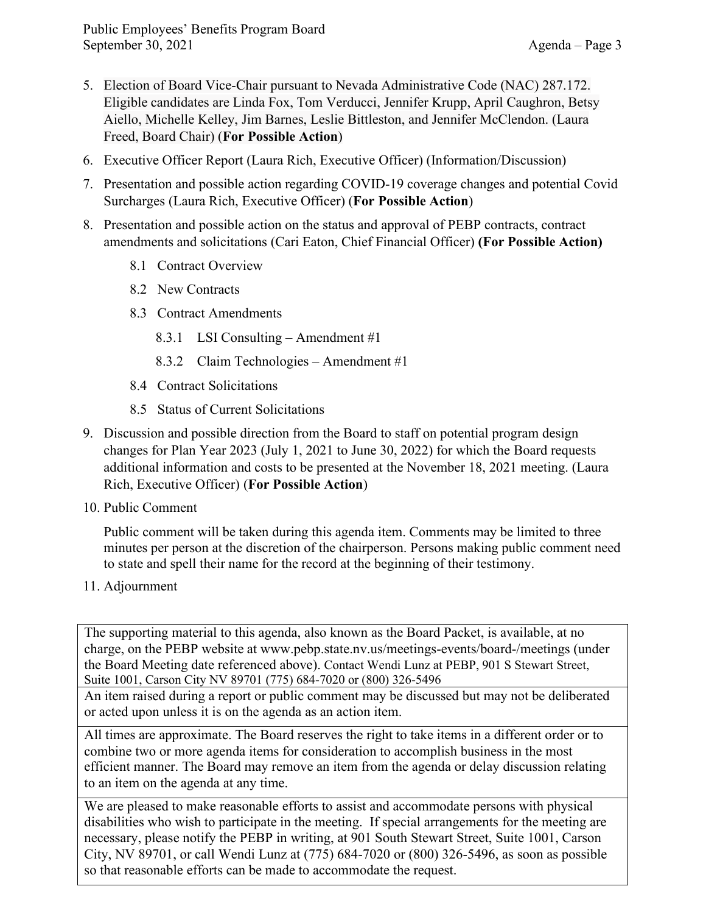5. Election of Board Vice-Chair pursuant to Nevada Administrative Code (NAC) 287.172. Eligible candidates are Linda Fox, Tom Verducci, Jennifer Krupp, April Caughron, Betsy Aiello, Michelle Kelley, Jim Barnes, Leslie Bittleston, and Jennifer McClendon. (Laura Freed, Board Chair) (**For Possible Action**)
6. Executive Officer Report (Laura Rich, Executive Officer) (Information/Discussion)
7. Presentation and possible action regarding COVID-19 coverage changes and potential Covid Surcharges (Laura Rich, Executive Officer) (**For Possible Action**)
8. Presentation and possible action on the status and approval of PEBP contracts, contract amendments and solicitations (Cari Eaton, Chief Financial Officer) **(For Possible Action)**
   - 8.1 Contract Overview
   - 8.2 New Contracts
   - 8.3 Contract Amendments
     - 8.3.1 LSI Consulting – Amendment #1
     - 8.3.2 Claim Technologies – Amendment #1
   - 8.4 Contract Solicitations
   - 8.5 Status of Current Solicitations
9. Discussion and possible direction from the Board to staff on potential program design changes for Plan Year 2023 (July 1, 2021 to June 30, 2022) for which the Board requests additional information and costs to be presented at the November 18, 2021 meeting. (Laura Rich, Executive Officer) (**For Possible Action**)
10. Public Comment

    Public comment will be taken during this agenda item. Comments may be limited to three minutes per person at the discretion of the chairperson. Persons making public comment need to state and spell their name for the record at the beginning of their testimony.
11. Adjournment

| |
|---|
| The supporting material to this agenda, also known as the Board Packet, is available, at no charge, on the PEBP website at www.pebp.state.nv.us/meetings-events/board-/meetings (under the Board Meeting date referenced above). Contact Wendi Lunz at PEBP, 901 S Stewart Street, Suite 1001, Carson City NV 89701 (775) 684-7020 or (800) 326-5496 |
| An item raised during a report or public comment may be discussed but may not be deliberated or acted upon unless it is on the agenda as an action item. |
| All times are approximate. The Board reserves the right to take items in a different order or to combine two or more agenda items for consideration to accomplish business in the most efficient manner. The Board may remove an item from the agenda or delay discussion relating to an item on the agenda at any time. |
| We are pleased to make reasonable efforts to assist and accommodate persons with physical disabilities who wish to participate in the meeting. If special arrangements for the meeting are necessary, please notify the PEBP in writing, at 901 South Stewart Street, Suite 1001, Carson City, NV 89701, or call Wendi Lunz at (775) 684-7020 or (800) 326-5496, as soon as possible so that reasonable efforts can be made to accommodate the request. |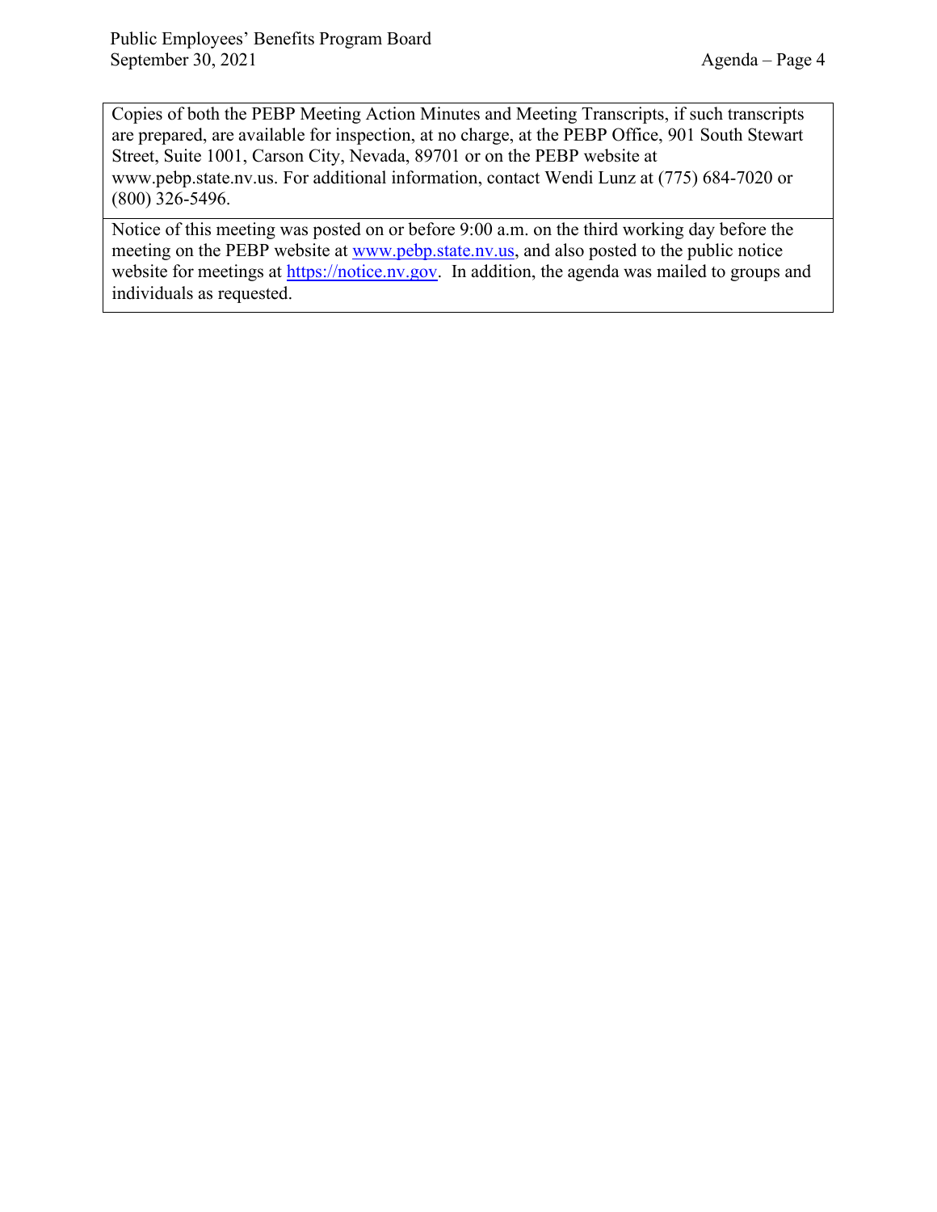Copies of both the PEBP Meeting Action Minutes and Meeting Transcripts, if such transcripts are prepared, are available for inspection, at no charge, at the PEBP Office, 901 South Stewart Street, Suite 1001, Carson City, Nevada, 89701 or on the PEBP website at www.pebp.state.nv.us. For additional information, contact Wendi Lunz at (775) 684-7020 or (800) 326-5496.

Notice of this meeting was posted on or before 9:00 a.m. on the third working day before the meeting on the PEBP website at www.pebp.state.nv.us, and also posted to the public notice website for meetings at https://notice.nv.gov. In addition, the agenda was mailed to groups and individuals as requested.